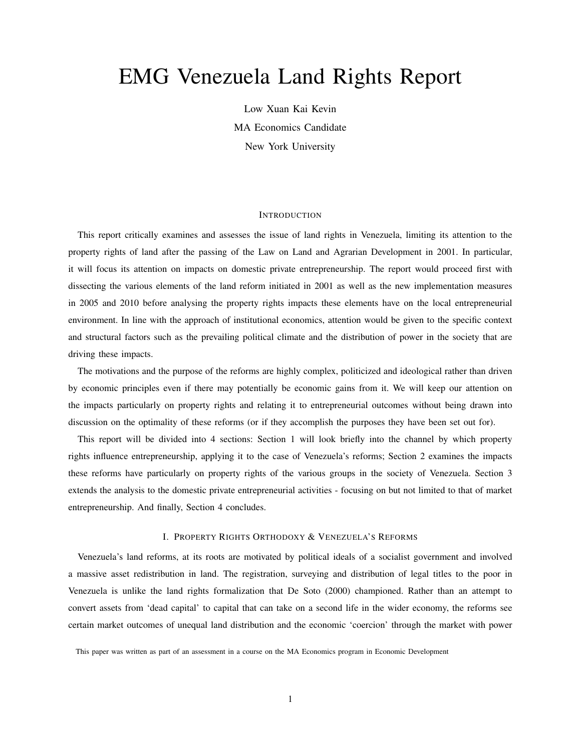# EMG Venezuela Land Rights Report

Low Xuan Kai Kevin

MA Economics Candidate

New York University

## Introduction

This report critically examines and assesses the issue of land rights in Venezuela, limiting its attention to the property rights of land after the passing of the Law on Land and Agrarian Development in 2001. In particular, it will focus its attention on impacts on domestic private entrepreneurship. The report would proceed first with dissecting the various elements of the land reform initiated in 2001 as well as the new implementation measures in 2005 and 2010 before analysing the property rights impacts these elements have on the local entrepreneurial environment. In line with the approach of institutional economics, attention would be given to the specific context and structural factors such as the prevailing political climate and the distribution of power in the society that are driving these impacts.

The motivations and the purpose of the reforms are highly complex, politicized and ideological rather than driven by economic principles even if there may potentially be economic gains from it. We will keep our attention on the impacts particularly on property rights and relating it to entrepreneurial outcomes without being drawn into discussion on the optimality of these reforms (or if they accomplish the purposes they have been set out for).

This report will be divided into 4 sections: Section 1 will look briefly into the channel by which property rights influence entrepreneurship, applying it to the case of Venezuela's reforms; Section 2 examines the impacts these reforms have particularly on property rights of the various groups in the society of Venezuela. Section 3 extends the analysis to the domestic private entrepreneurial activities - focusing on but not limited to that of market entrepreneurship. And finally, Section 4 concludes.

## I. Property Rights Orthodoxy & Venezuela's Reforms

Venezuela's land reforms, at its roots are motivated by political ideals of a socialist government and involved a massive asset redistribution in land. The registration, surveying and distribution of legal titles to the poor in Venezuela is unlike the land rights formalization that De Soto (2000) championed. Rather than an attempt to convert assets from 'dead capital' to capital that can take on a second life in the wider economy, the reforms see certain market outcomes of unequal land distribution and the economic 'coercion' through the market with power

This paper was written as part of an assessment in a course on the MA Economics program in Economic Development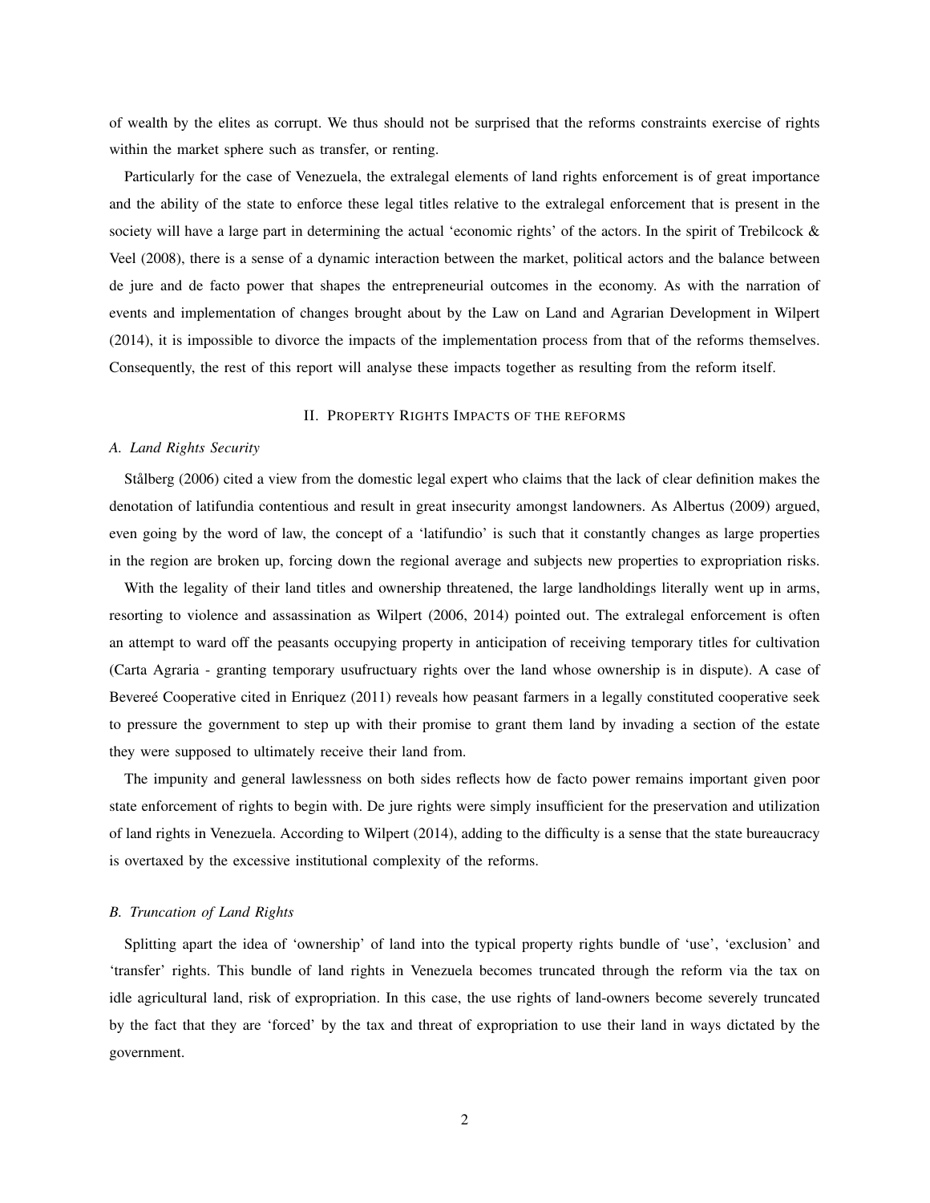of wealth by the elites as corrupt. We thus should not be surprised that the reforms constraints exercise of rights within the market sphere such as transfer, or renting.

Particularly for the case of Venezuela, the extralegal elements of land rights enforcement is of great importance and the ability of the state to enforce these legal titles relative to the extralegal enforcement that is present in the society will have a large part in determining the actual 'economic rights' of the actors. In the spirit of Trebilcock & Veel (2008), there is a sense of a dynamic interaction between the market, political actors and the balance between de jure and de facto power that shapes the entrepreneurial outcomes in the economy. As with the narration of events and implementation of changes brought about by the Law on Land and Agrarian Development in Wilpert (2014), it is impossible to divorce the impacts of the implementation process from that of the reforms themselves. Consequently, the rest of this report will analyse these impacts together as resulting from the reform itself.

## II. Property Rights Impacts of the reforms

### *A. Land Rights Security*

Stålberg (2006) cited a view from the domestic legal expert who claims that the lack of clear definition makes the denotation of latifundia contentious and result in great insecurity amongst landowners. As Albertus (2009) argued, even going by the word of law, the concept of a 'latifundio' is such that it constantly changes as large properties in the region are broken up, forcing down the regional average and subjects new properties to expropriation risks.

With the legality of their land titles and ownership threatened, the large landholdings literally went up in arms, resorting to violence and assassination as Wilpert (2006, 2014) pointed out. The extralegal enforcement is often an attempt to ward off the peasants occupying property in anticipation of receiving temporary titles for cultivation (Carta Agraria - granting temporary usufructuary rights over the land whose ownership is in dispute). A case of Bevereé Cooperative cited in Enriquez (2011) reveals how peasant farmers in a legally constituted cooperative seek to pressure the government to step up with their promise to grant them land by invading a section of the estate they were supposed to ultimately receive their land from.

The impunity and general lawlessness on both sides reflects how de facto power remains important given poor state enforcement of rights to begin with. De jure rights were simply insufficient for the preservation and utilization of land rights in Venezuela. According to Wilpert (2014), adding to the difficulty is a sense that the state bureaucracy is overtaxed by the excessive institutional complexity of the reforms.

### *B. Truncation of Land Rights*

Splitting apart the idea of 'ownership' of land into the typical property rights bundle of 'use', 'exclusion' and 'transfer' rights. This bundle of land rights in Venezuela becomes truncated through the reform via the tax on idle agricultural land, risk of expropriation. In this case, the use rights of land-owners become severely truncated by the fact that they are 'forced' by the tax and threat of expropriation to use their land in ways dictated by the government.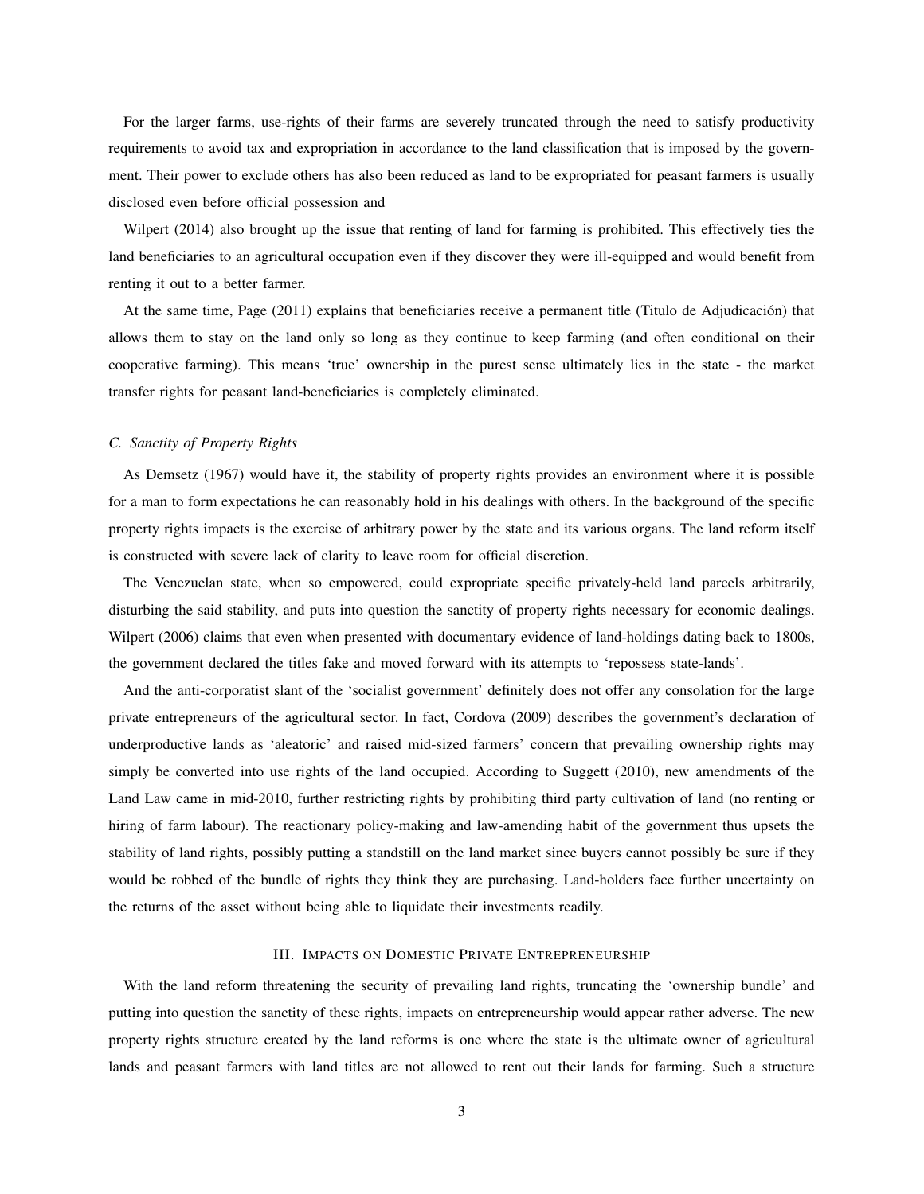For the larger farms, use-rights of their farms are severely truncated through the need to satisfy productivity requirements to avoid tax and expropriation in accordance to the land classification that is imposed by the government. Their power to exclude others has also been reduced as land to be expropriated for peasant farmers is usually disclosed even before official possession and

Wilpert (2014) also brought up the issue that renting of land for farming is prohibited. This effectively ties the land beneficiaries to an agricultural occupation even if they discover they were ill-equipped and would benefit from renting it out to a better farmer.

At the same time, Page (2011) explains that beneficiaries receive a permanent title (Titulo de Adjudicación) that allows them to stay on the land only so long as they continue to keep farming (and often conditional on their cooperative farming). This means 'true' ownership in the purest sense ultimately lies in the state - the market transfer rights for peasant land-beneficiaries is completely eliminated.

### *C. Sanctity of Property Rights*

As Demsetz (1967) would have it, the stability of property rights provides an environment where it is possible for a man to form expectations he can reasonably hold in his dealings with others. In the background of the specific property rights impacts is the exercise of arbitrary power by the state and its various organs. The land reform itself is constructed with severe lack of clarity to leave room for official discretion.

The Venezuelan state, when so empowered, could expropriate specific privately-held land parcels arbitrarily, disturbing the said stability, and puts into question the sanctity of property rights necessary for economic dealings. Wilpert (2006) claims that even when presented with documentary evidence of land-holdings dating back to 1800s, the government declared the titles fake and moved forward with its attempts to 'repossess state-lands'.

And the anti-corporatist slant of the 'socialist government' definitely does not offer any consolation for the large private entrepreneurs of the agricultural sector. In fact, Cordova (2009) describes the government's declaration of underproductive lands as 'aleatoric' and raised mid-sized farmers' concern that prevailing ownership rights may simply be converted into use rights of the land occupied. According to Suggett (2010), new amendments of the Land Law came in mid-2010, further restricting rights by prohibiting third party cultivation of land (no renting or hiring of farm labour). The reactionary policy-making and law-amending habit of the government thus upsets the stability of land rights, possibly putting a standstill on the land market since buyers cannot possibly be sure if they would be robbed of the bundle of rights they think they are purchasing. Land-holders face further uncertainty on the returns of the asset without being able to liquidate their investments readily.

## III. Impacts on Domestic Private Entrepreneurship

With the land reform threatening the security of prevailing land rights, truncating the 'ownership bundle' and putting into question the sanctity of these rights, impacts on entrepreneurship would appear rather adverse. The new property rights structure created by the land reforms is one where the state is the ultimate owner of agricultural lands and peasant farmers with land titles are not allowed to rent out their lands for farming. Such a structure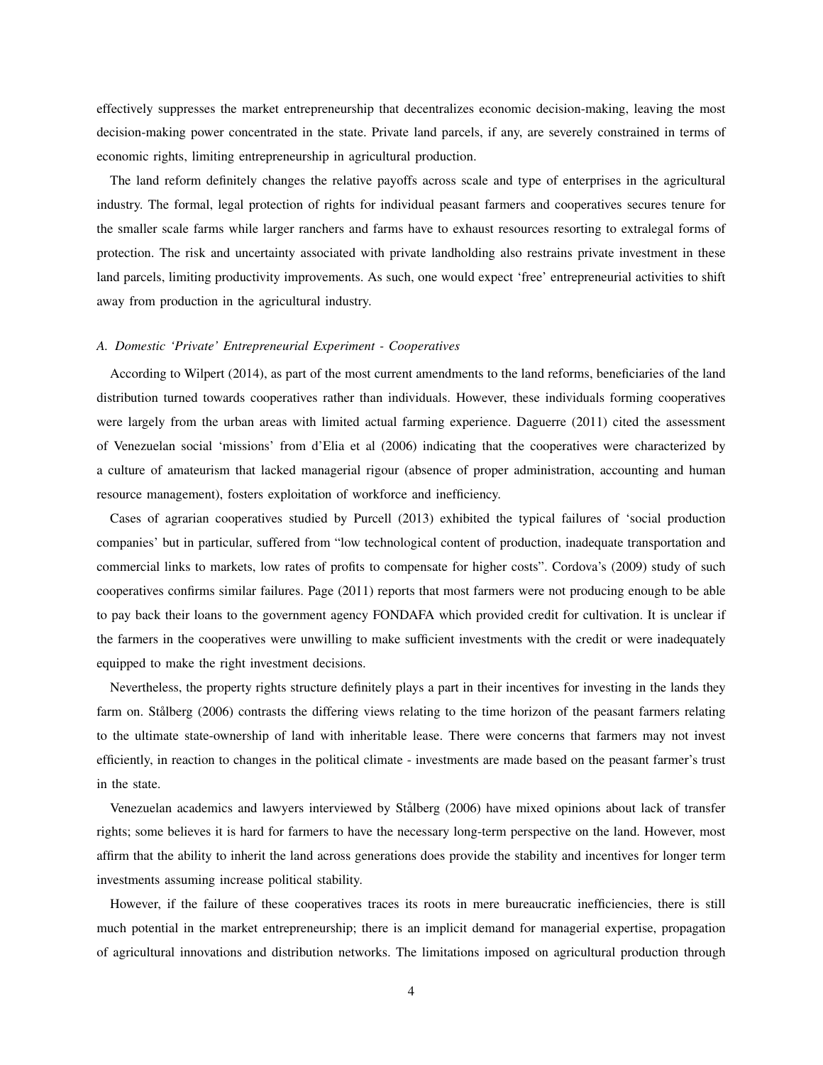effectively suppresses the market entrepreneurship that decentralizes economic decision-making, leaving the most decision-making power concentrated in the state. Private land parcels, if any, are severely constrained in terms of economic rights, limiting entrepreneurship in agricultural production.

The land reform definitely changes the relative payoffs across scale and type of enterprises in the agricultural industry. The formal, legal protection of rights for individual peasant farmers and cooperatives secures tenure for the smaller scale farms while larger ranchers and farms have to exhaust resources resorting to extralegal forms of protection. The risk and uncertainty associated with private landholding also restrains private investment in these land parcels, limiting productivity improvements. As such, one would expect 'free' entrepreneurial activities to shift away from production in the agricultural industry.

### *A. Domestic 'Private' Entrepreneurial Experiment - Cooperatives*

According to Wilpert (2014), as part of the most current amendments to the land reforms, beneficiaries of the land distribution turned towards cooperatives rather than individuals. However, these individuals forming cooperatives were largely from the urban areas with limited actual farming experience. Daguerre (2011) cited the assessment of Venezuelan social 'missions' from d'Elia et al (2006) indicating that the cooperatives were characterized by a culture of amateurism that lacked managerial rigour (absence of proper administration, accounting and human resource management), fosters exploitation of workforce and inefficiency.

Cases of agrarian cooperatives studied by Purcell (2013) exhibited the typical failures of 'social production companies' but in particular, suffered from "low technological content of production, inadequate transportation and commercial links to markets, low rates of profits to compensate for higher costs". Cordova's (2009) study of such cooperatives confirms similar failures. Page (2011) reports that most farmers were not producing enough to be able to pay back their loans to the government agency FONDAFA which provided credit for cultivation. It is unclear if the farmers in the cooperatives were unwilling to make sufficient investments with the credit or were inadequately equipped to make the right investment decisions.

Nevertheless, the property rights structure definitely plays a part in their incentives for investing in the lands they farm on. Stålberg (2006) contrasts the differing views relating to the time horizon of the peasant farmers relating to the ultimate state-ownership of land with inheritable lease. There were concerns that farmers may not invest efficiently, in reaction to changes in the political climate - investments are made based on the peasant farmer's trust in the state.

Venezuelan academics and lawyers interviewed by Stålberg (2006) have mixed opinions about lack of transfer rights; some believes it is hard for farmers to have the necessary long-term perspective on the land. However, most affirm that the ability to inherit the land across generations does provide the stability and incentives for longer term investments assuming increase political stability.

However, if the failure of these cooperatives traces its roots in mere bureaucratic inefficiencies, there is still much potential in the market entrepreneurship; there is an implicit demand for managerial expertise, propagation of agricultural innovations and distribution networks. The limitations imposed on agricultural production through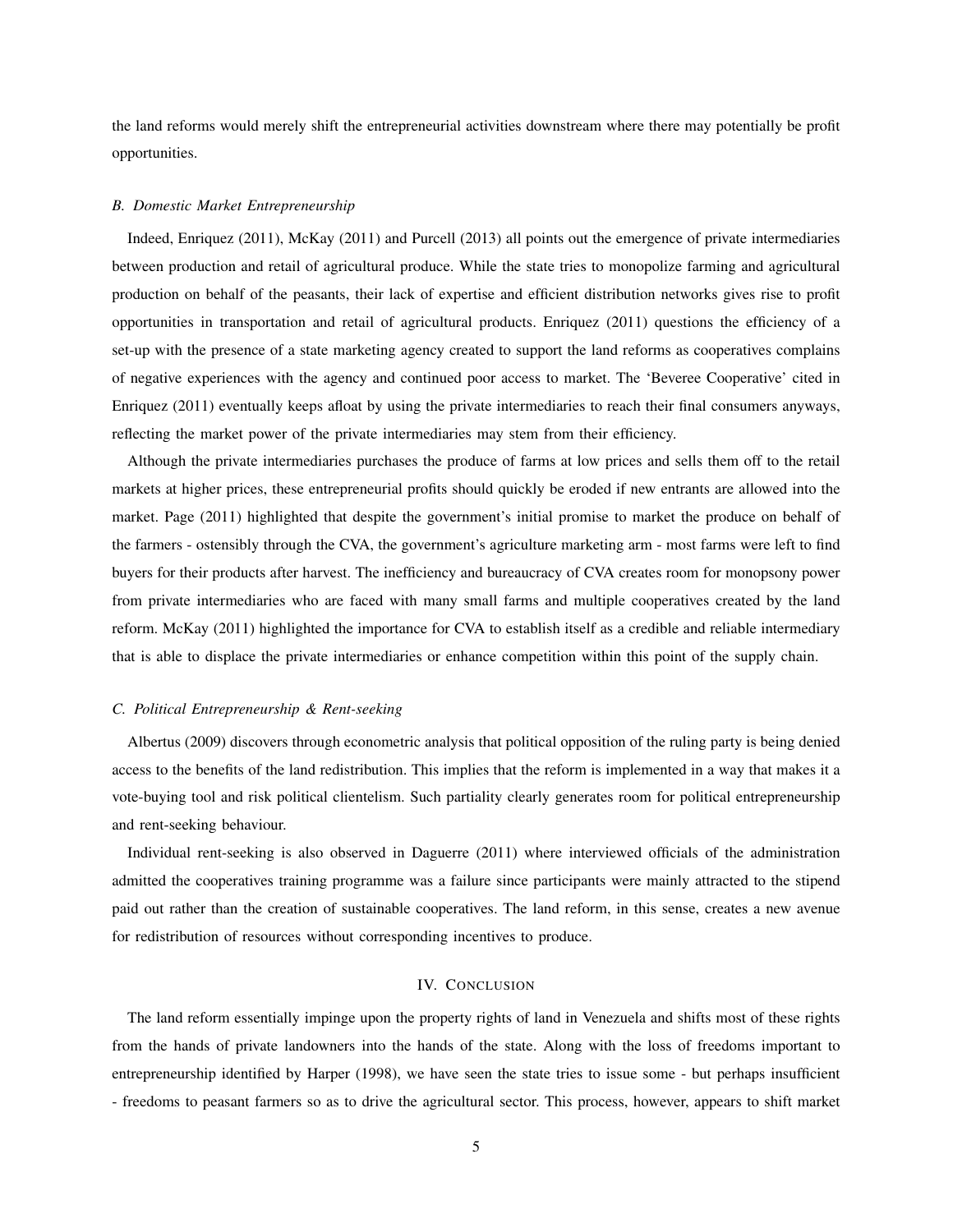the land reforms would merely shift the entrepreneurial activities downstream where there may potentially be profit opportunities.

### *B. Domestic Market Entrepreneurship*

Indeed, Enriquez (2011), McKay (2011) and Purcell (2013) all points out the emergence of private intermediaries between production and retail of agricultural produce. While the state tries to monopolize farming and agricultural production on behalf of the peasants, their lack of expertise and efficient distribution networks gives rise to profit opportunities in transportation and retail of agricultural products. Enriquez (2011) questions the efficiency of a set-up with the presence of a state marketing agency created to support the land reforms as cooperatives complains of negative experiences with the agency and continued poor access to market. The 'Beveree Cooperative' cited in Enriquez (2011) eventually keeps afloat by using the private intermediaries to reach their final consumers anyways, reflecting the market power of the private intermediaries may stem from their efficiency.

Although the private intermediaries purchases the produce of farms at low prices and sells them off to the retail markets at higher prices, these entrepreneurial profits should quickly be eroded if new entrants are allowed into the market. Page (2011) highlighted that despite the government's initial promise to market the produce on behalf of the farmers - ostensibly through the CVA, the government's agriculture marketing arm - most farms were left to find buyers for their products after harvest. The inefficiency and bureaucracy of CVA creates room for monopsony power from private intermediaries who are faced with many small farms and multiple cooperatives created by the land reform. McKay (2011) highlighted the importance for CVA to establish itself as a credible and reliable intermediary that is able to displace the private intermediaries or enhance competition within this point of the supply chain.

### *C. Political Entrepreneurship & Rent-seeking*

Albertus (2009) discovers through econometric analysis that political opposition of the ruling party is being denied access to the benefits of the land redistribution. This implies that the reform is implemented in a way that makes it a vote-buying tool and risk political clientelism. Such partiality clearly generates room for political entrepreneurship and rent-seeking behaviour.

Individual rent-seeking is also observed in Daguerre (2011) where interviewed officials of the administration admitted the cooperatives training programme was a failure since participants were mainly attracted to the stipend paid out rather than the creation of sustainable cooperatives. The land reform, in this sense, creates a new avenue for redistribution of resources without corresponding incentives to produce.

## IV. Conclusion

The land reform essentially impinge upon the property rights of land in Venezuela and shifts most of these rights from the hands of private landowners into the hands of the state. Along with the loss of freedoms important to entrepreneurship identified by Harper (1998), we have seen the state tries to issue some - but perhaps insufficient - freedoms to peasant farmers so as to drive the agricultural sector. This process, however, appears to shift market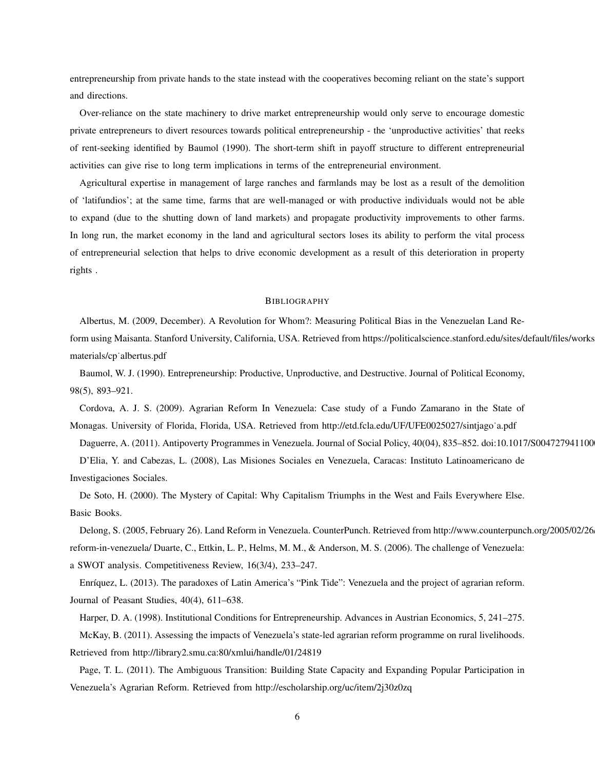entrepreneurship from private hands to the state instead with the cooperatives becoming reliant on the state's support and directions.

Over-reliance on the state machinery to drive market entrepreneurship would only serve to encourage domestic private entrepreneurs to divert resources towards political entrepreneurship - the 'unproductive activities' that reeks of rent-seeking identified by Baumol (1990). The short-term shift in payoff structure to different entrepreneurial activities can give rise to long term implications in terms of the entrepreneurial environment.

Agricultural expertise in management of large ranches and farmlands may be lost as a result of the demolition of 'latifundios'; at the same time, farms that are well-managed or with productive individuals would not be able to expand (due to the shutting down of land markets) and propagate productivity improvements to other farms. In long run, the market economy in the land and agricultural sectors loses its ability to perform the vital process of entrepreneurial selection that helps to drive economic development as a result of this deterioration in property rights .

## Bibliography

Albertus, M. (2009, December). A Revolution for Whom?: Measuring Political Bias in the Venezuelan Land Reform using Maisanta. Stanford University, California, USA. Retrieved from https://politicalscience.stanford.edu/sites/default/files/works materials/cp˙albertus.pdf

Baumol, W. J. (1990). Entrepreneurship: Productive, Unproductive, and Destructive. Journal of Political Economy, 98(5), 893–921.

Cordova, A. J. S. (2009). Agrarian Reform In Venezuela: Case study of a Fundo Zamarano in the State of Monagas. University of Florida, Florida, USA. Retrieved from http://etd.fcla.edu/UF/UFE0025027/sintjago˙a.pdf

Daguerre, A. (2011). Antipoverty Programmes in Venezuela. Journal of Social Policy, 40(04), 835–852. doi:10.1017/S004727941100

D'Elia, Y. and Cabezas, L. (2008), Las Misiones Sociales en Venezuela, Caracas: Instituto Latinoamericano de Investigaciones Sociales.

De Soto, H. (2000). The Mystery of Capital: Why Capitalism Triumphs in the West and Fails Everywhere Else. Basic Books.

Delong, S. (2005, February 26). Land Reform in Venezuela. CounterPunch. Retrieved from http://www.counterpunch.org/2005/02/26/ reform-in-venezuela/ Duarte, C., Ettkin, L. P., Helms, M. M., & Anderson, M. S. (2006). The challenge of Venezuela: a SWOT analysis. Competitiveness Review, 16(3/4), 233–247.

Enríquez, L. (2013). The paradoxes of Latin America's "Pink Tide": Venezuela and the project of agrarian reform. Journal of Peasant Studies, 40(4), 611–638.

Harper, D. A. (1998). Institutional Conditions for Entrepreneurship. Advances in Austrian Economics, 5, 241–275.

McKay, B. (2011). Assessing the impacts of Venezuela's state-led agrarian reform programme on rural livelihoods. Retrieved from http://library2.smu.ca:80/xmlui/handle/01/24819

Page, T. L. (2011). The Ambiguous Transition: Building State Capacity and Expanding Popular Participation in Venezuela's Agrarian Reform. Retrieved from http://escholarship.org/uc/item/2j30z0zq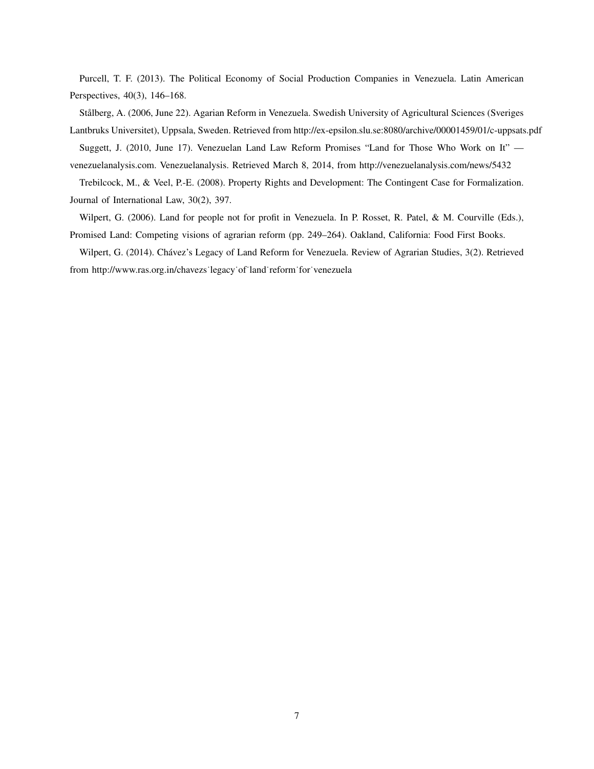Purcell, T. F. (2013). The Political Economy of Social Production Companies in Venezuela. Latin American Perspectives, 40(3), 146–168.

Stålberg, A. (2006, June 22). Agarian Reform in Venezuela. Swedish University of Agricultural Sciences (Sveriges Lantbruks Universitet), Uppsala, Sweden. Retrieved from http://ex-epsilon.slu.se:8080/archive/00001459/01/c-uppsats.pdf

Suggett, J. (2010, June 17). Venezuelan Land Law Reform Promises "Land for Those Who Work on It" — venezuelanalysis.com. Venezuelanalysis. Retrieved March 8, 2014, from http://venezuelanalysis.com/news/5432

Trebilcock, M., & Veel, P.-E. (2008). Property Rights and Development: The Contingent Case for Formalization. Journal of International Law, 30(2), 397.

Wilpert, G. (2006). Land for people not for profit in Venezuela. In P. Rosset, R. Patel, & M. Courville (Eds.), Promised Land: Competing visions of agrarian reform (pp. 249–264). Oakland, California: Food First Books.

Wilpert, G. (2014). Chávez's Legacy of Land Reform for Venezuela. Review of Agrarian Studies, 3(2). Retrieved from http://www.ras.org.in/chavezs˙legacy˙of˙land˙reform˙for˙venezuela